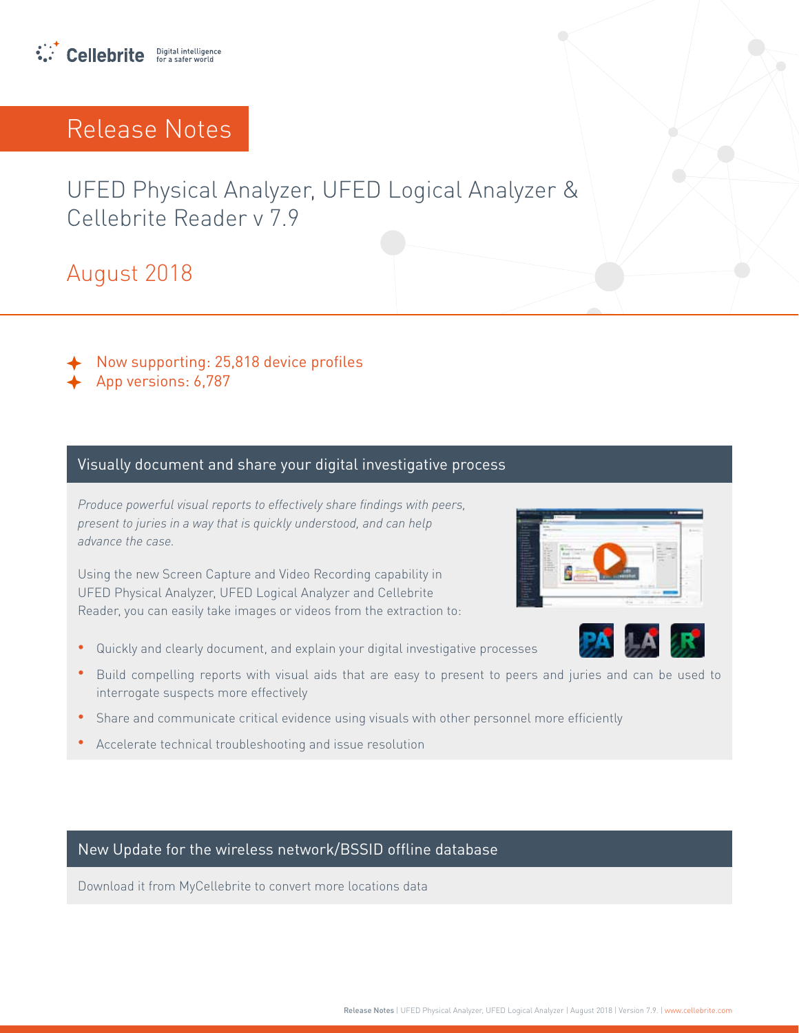Cellebrite Digital intelligence for a safer world

# Release Notes

## UFED Physical Analyzer, UFED Logical Analyzer & Cellebrite Reader v 7.9

### August 2018

- Now supporting: 25,818 device profiles
- App versions: 6,787

## Visually document and share your digital investigative process

*Produce powerful visual reports to effectively share findings with peers, present to juries in a way that is quickly understood, and can help advance the case.*

Using the new Screen Capture and Video Recording capability in UFED Physical Analyzer, UFED Logical Analyzer and Cellebrite Reader, you can easily take images or videos from the extraction to:

- Quickly and clearly document, and explain your digital investigative processes
- Build compelling reports with visual aids that are easy to present to peers and juries and can be used to interrogate suspects more effectively
- Share and communicate critical evidence using visuals with other personnel more efficiently
- Accelerate technical troubleshooting and issue resolution

## New Update for the wireless network/BSSID offline database

Download it from MyCellebrite to convert more locations data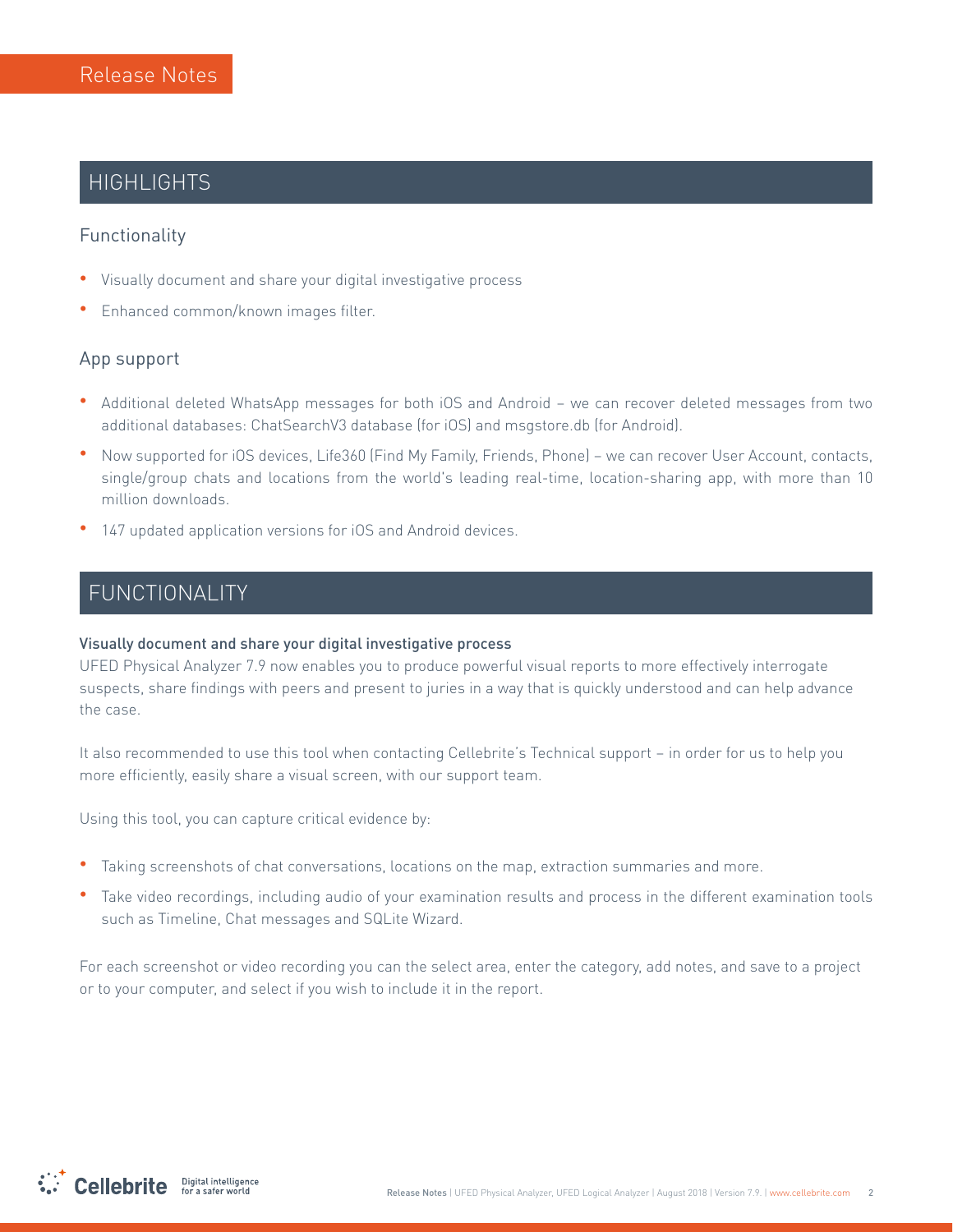# HIGHLIGHTS

## Functionality

- Visually document and share your digital investigative process
- Enhanced common/known images filter.

## App support

- Additional deleted WhatsApp messages for both iOS and Android – we can recover deleted messages from two additional databases: ChatSearchV3 database (for iOS) and msgstore.db (for Android).
- Now supported for iOS devices, Life360 (Find My Family, Friends, Phone) – we can recover User Account, contacts, single/group chats and locations from the world's leading real-time, location-sharing app, with more than 10 million downloads.
- 147 updated application versions for iOS and Android devices.

# FUNCTIONALITY

### Visually document and share your digital investigative process

UFED Physical Analyzer 7.9 now enables you to produce powerful visual reports to more effectively interrogate suspects, share findings with peers and present to juries in a way that is quickly understood and can help advance the case.

It also recommended to use this tool when contacting Cellebrite's Technical support – in order for us to help you more efficiently, easily share a visual screen, with our support team.

Using this tool, you can capture critical evidence by:

- Taking screenshots of chat conversations, locations on the map, extraction summaries and more.
- Take video recordings, including audio of your examination results and process in the different examination tools such as Timeline, Chat messages and SQLite Wizard.

For each screenshot or video recording you can the select area, enter the category, add notes, and save to a project or to your computer, and select if you wish to include it in the report.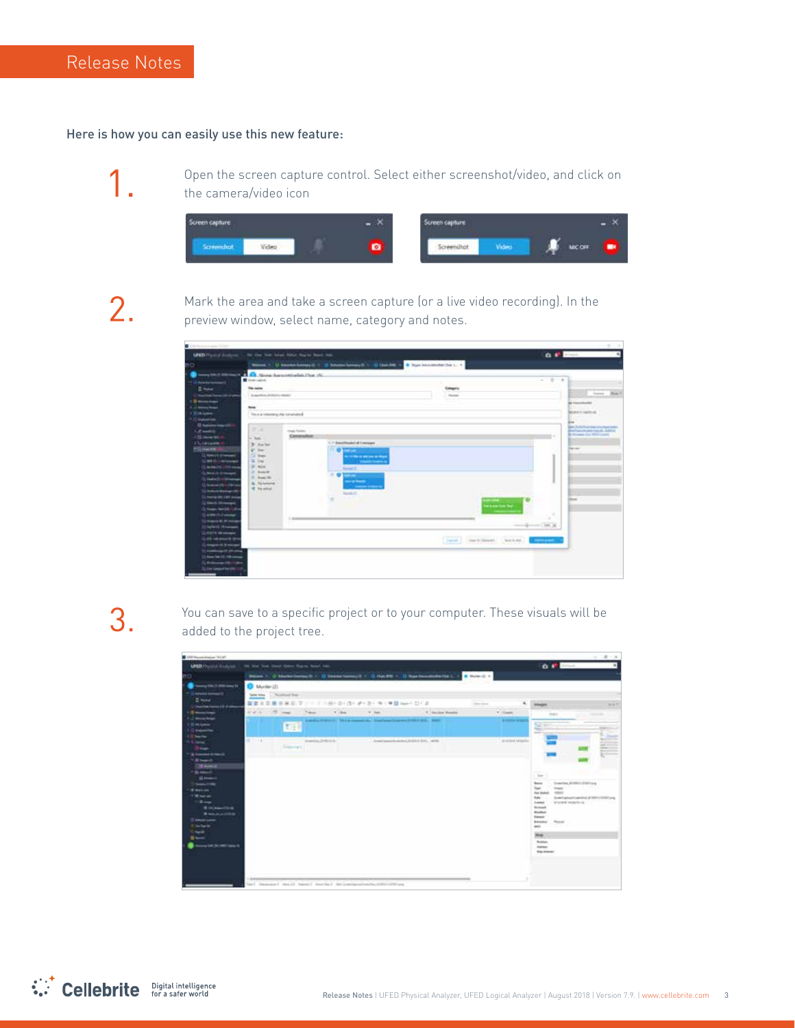Here is how you can easily use this new feature:

1. Open the screen capture control. Select either screenshot/video, and click on the camera/video icon

2. Mark the area and take a screen capture (or a live video recording). In the preview window, select name, category and notes.

3. You can save to a specific project or to your computer. These visuals will be added to the project tree.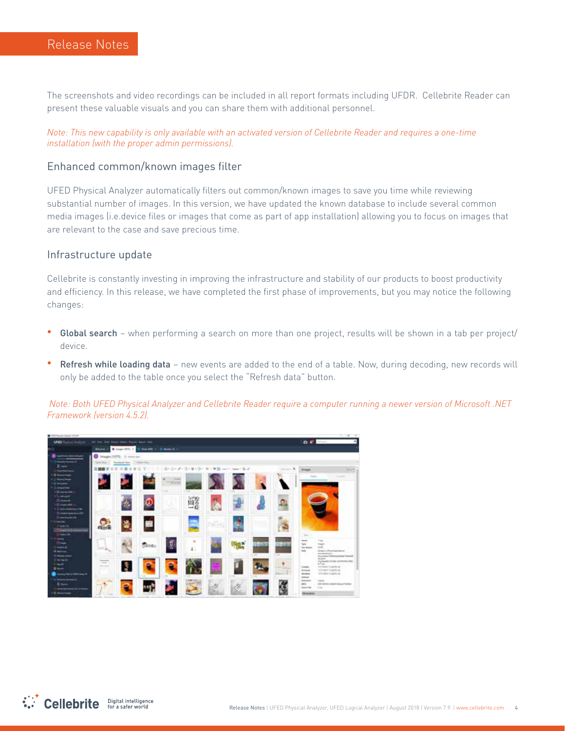The screenshots and video recordings can be included in all report formats including UFDR. Cellebrite Reader can present these valuable visuals and you can share them with additional personnel.

*Note: This new capability is only available with an activated version of Cellebrite Reader and requires a one-time installation (with the proper admin permissions).*

## Enhanced common/known images filter

UFED Physical Analyzer automatically filters out common/known images to save you time while reviewing substantial number of images. In this version, we have updated the known database to include several common media images (i.e.device files or images that come as part of app installation) allowing you to focus on images that are relevant to the case and save precious time.

## Infrastructure update

Cellebrite is constantly investing in improving the infrastructure and stability of our products to boost productivity and efficiency. In this release, we have completed the first phase of improvements, but you may notice the following changes:

- **Global search** – when performing a search on more than one project, results will be shown in a tab per project/device.
- **Refresh while loading data** – new events are added to the end of a table. Now, during decoding, new records will only be added to the table once you select the "Refresh data" button.

*Note: Both UFED Physical Analyzer and Cellebrite Reader require a computer running a newer version of Microsoft .NET Framework (version 4.5.2).*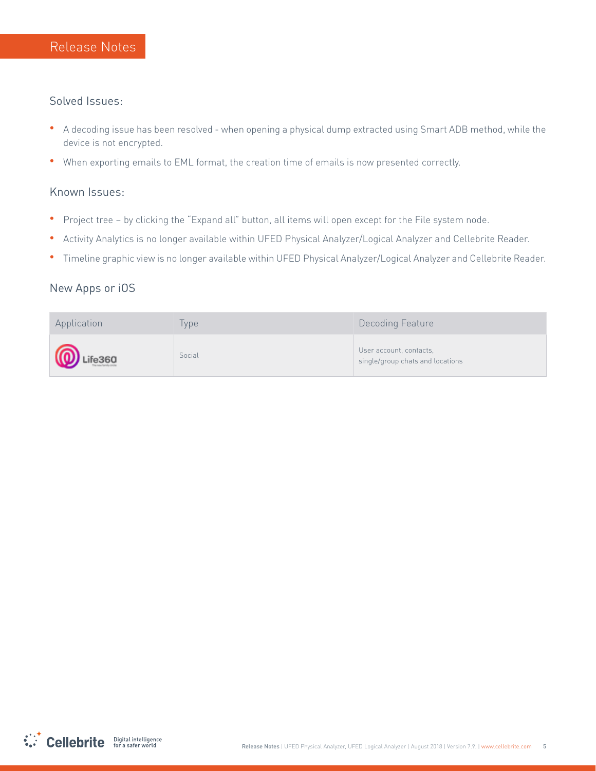## Solved Issues:

- A decoding issue has been resolved - when opening a physical dump extracted using Smart ADB method, while the device is not encrypted.
- When exporting emails to EML format, the creation time of emails is now presented correctly.

## Known Issues:

- Project tree – by clicking the "Expand all" button, all items will open except for the File system node.
- Activity Analytics is no longer available within UFED Physical Analyzer/Logical Analyzer and Cellebrite Reader.
- Timeline graphic view is no longer available within UFED Physical Analyzer/Logical Analyzer and Cellebrite Reader.

## New Apps or iOS

| Application | Type | Decoding Feature |
| --- | --- | --- |
| Life360 | Social | User account, contacts, single/group chats and locations |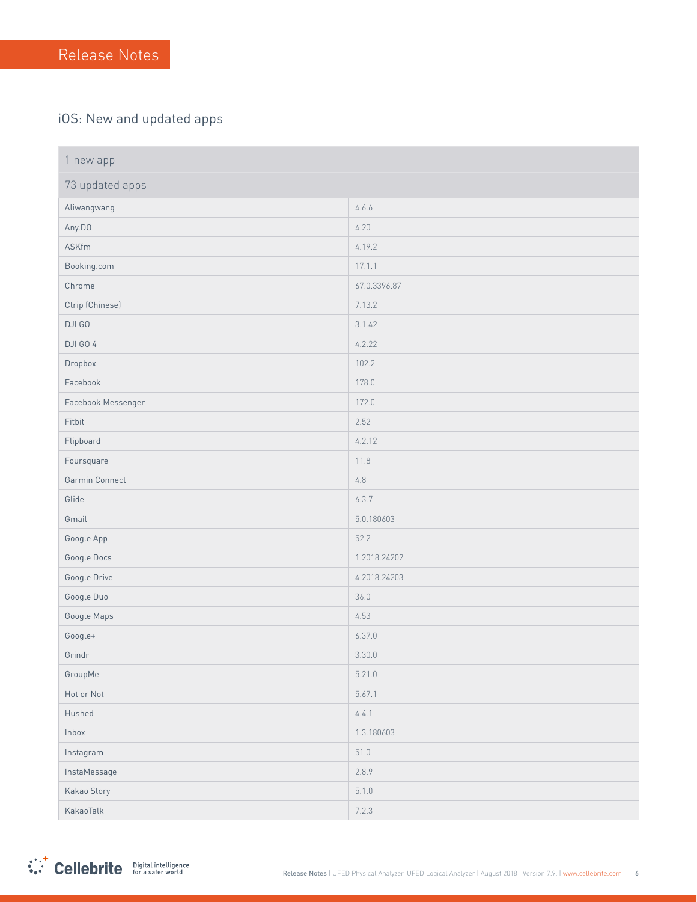## iOS: New and updated apps

| 1 new app | |
|---|---|
| 73 updated apps | |
| Aliwangwang | 4.6.6 |
| Any.DO | 4.20 |
| ASKfm | 4.19.2 |
| Booking.com | 17.1.1 |
| Chrome | 67.0.3396.87 |
| Ctrip (Chinese) | 7.13.2 |
| DJI GO | 3.1.42 |
| DJI GO 4 | 4.2.22 |
| Dropbox | 102.2 |
| Facebook | 178.0 |
| Facebook Messenger | 172.0 |
| Fitbit | 2.52 |
| Flipboard | 4.2.12 |
| Foursquare | 11.8 |
| Garmin Connect | 4.8 |
| Glide | 6.3.7 |
| Gmail | 5.0.180603 |
| Google App | 52.2 |
| Google Docs | 1.2018.24202 |
| Google Drive | 4.2018.24203 |
| Google Duo | 36.0 |
| Google Maps | 4.53 |
| Google+ | 6.37.0 |
| Grindr | 3.30.0 |
| GroupMe | 5.21.0 |
| Hot or Not | 5.67.1 |
| Hushed | 4.4.1 |
| Inbox | 1.3.180603 |
| Instagram | 51.0 |
| InstaMessage | 2.8.9 |
| Kakao Story | 5.1.0 |
| KakaoTalk | 7.2.3 |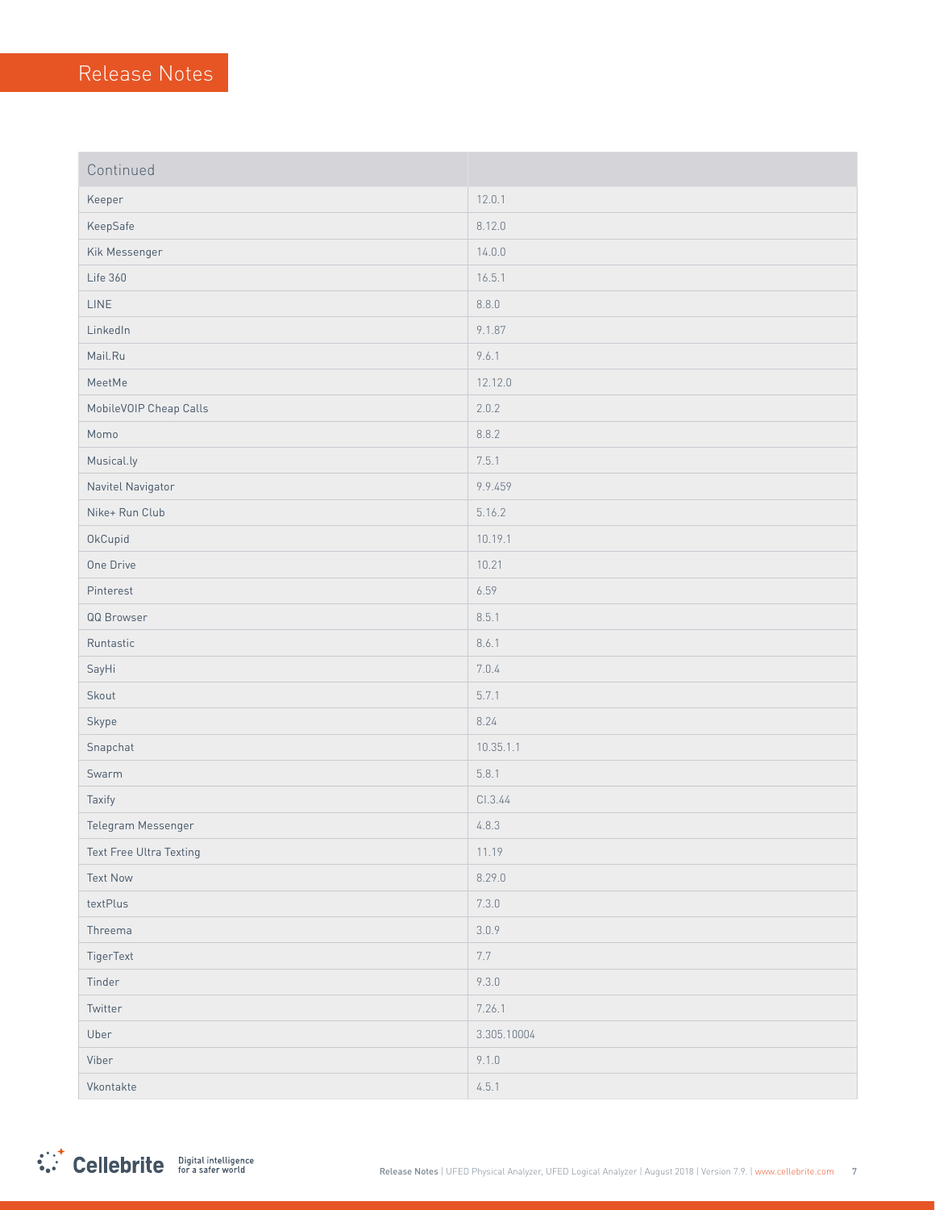| Continued | |
|---|---|
| Keeper | 12.0.1 |
| KeepSafe | 8.12.0 |
| Kik Messenger | 14.0.0 |
| Life 360 | 16.5.1 |
| LINE | 8.8.0 |
| LinkedIn | 9.1.87 |
| Mail.Ru | 9.6.1 |
| MeetMe | 12.12.0 |
| MobileVOIP Cheap Calls | 2.0.2 |
| Momo | 8.8.2 |
| Musical.ly | 7.5.1 |
| Navitel Navigator | 9.9.459 |
| Nike+ Run Club | 5.16.2 |
| OkCupid | 10.19.1 |
| One Drive | 10.21 |
| Pinterest | 6.59 |
| QQ Browser | 8.5.1 |
| Runtastic | 8.6.1 |
| SayHi | 7.0.4 |
| Skout | 5.7.1 |
| Skype | 8.24 |
| Snapchat | 10.35.1.1 |
| Swarm | 5.8.1 |
| Taxify | CI.3.44 |
| Telegram Messenger | 4.8.3 |
| Text Free Ultra Texting | 11.19 |
| Text Now | 8.29.0 |
| textPlus | 7.3.0 |
| Threema | 3.0.9 |
| TigerText | 7.7 |
| Tinder | 9.3.0 |
| Twitter | 7.26.1 |
| Uber | 3.305.10004 |
| Viber | 9.1.0 |
| Vkontakte | 4.5.1 |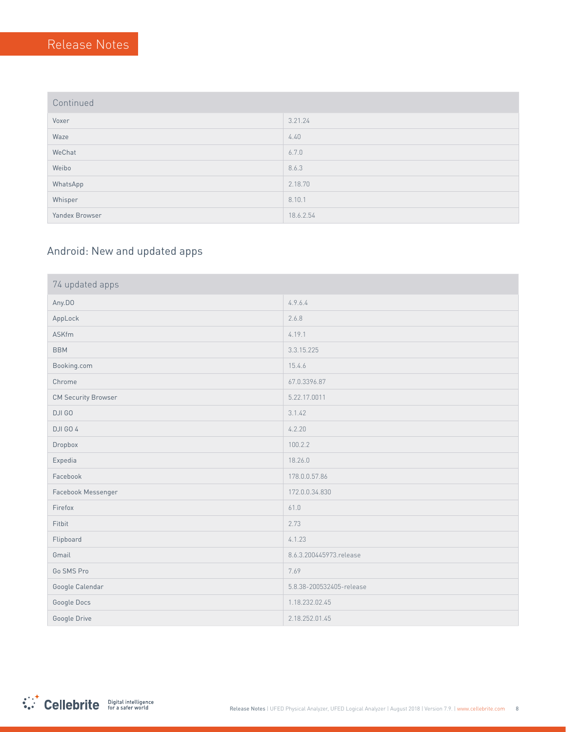| Continued | |
|---|---|
| Voxer | 3.21.24 |
| Waze | 4.40 |
| WeChat | 6.7.0 |
| Weibo | 8.6.3 |
| WhatsApp | 2.18.70 |
| Whisper | 8.10.1 |
| Yandex Browser | 18.6.2.54 |

## Android: New and updated apps

| 74 updated apps | |
|---|---|
| Any.DO | 4.9.6.4 |
| AppLock | 2.6.8 |
| ASKfm | 4.19.1 |
| BBM | 3.3.15.225 |
| Booking.com | 15.4.6 |
| Chrome | 67.0.3396.87 |
| CM Security Browser | 5.22.17.0011 |
| DJI GO | 3.1.42 |
| DJI GO 4 | 4.2.20 |
| Dropbox | 100.2.2 |
| Expedia | 18.26.0 |
| Facebook | 178.0.0.57.86 |
| Facebook Messenger | 172.0.0.34.830 |
| Firefox | 61.0 |
| Fitbit | 2.73 |
| Flipboard | 4.1.23 |
| Gmail | 8.6.3.200445973.release |
| Go SMS Pro | 7.69 |
| Google Calendar | 5.8.38-200532405-release |
| Google Docs | 1.18.232.02.45 |
| Google Drive | 2.18.252.01.45 |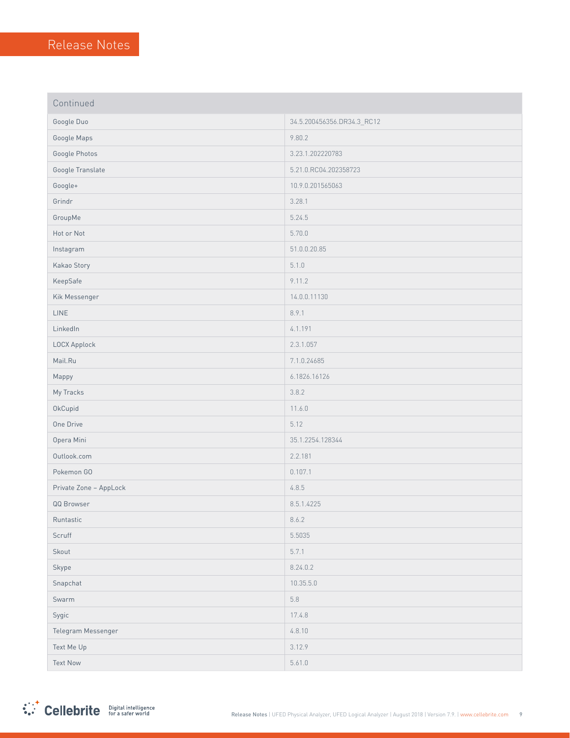# Release Notes

| Continued | |
|---|---|
| Google Duo | 34.5.200456356.DR34.3_RC12 |
| Google Maps | 9.80.2 |
| Google Photos | 3.23.1.202220783 |
| Google Translate | 5.21.0.RC04.202358723 |
| Google+ | 10.9.0.201565063 |
| Grindr | 3.28.1 |
| GroupMe | 5.24.5 |
| Hot or Not | 5.70.0 |
| Instagram | 51.0.0.20.85 |
| Kakao Story | 5.1.0 |
| KeepSafe | 9.11.2 |
| Kik Messenger | 14.0.0.11130 |
| LINE | 8.9.1 |
| LinkedIn | 4.1.191 |
| LOCX Applock | 2.3.1.057 |
| Mail.Ru | 7.1.0.24685 |
| Mappy | 6.1826.16126 |
| My Tracks | 3.8.2 |
| OkCupid | 11.6.0 |
| One Drive | 5.12 |
| Opera Mini | 35.1.2254.128344 |
| Outlook.com | 2.2.181 |
| Pokemon GO | 0.107.1 |
| Private Zone – AppLock | 4.8.5 |
| QQ Browser | 8.5.1.4225 |
| Runtastic | 8.6.2 |
| Scruff | 5.5035 |
| Skout | 5.7.1 |
| Skype | 8.24.0.2 |
| Snapchat | 10.35.5.0 |
| Swarm | 5.8 |
| Sygic | 17.4.8 |
| Telegram Messenger | 4.8.10 |
| Text Me Up | 3.12.9 |
| Text Now | 5.61.0 |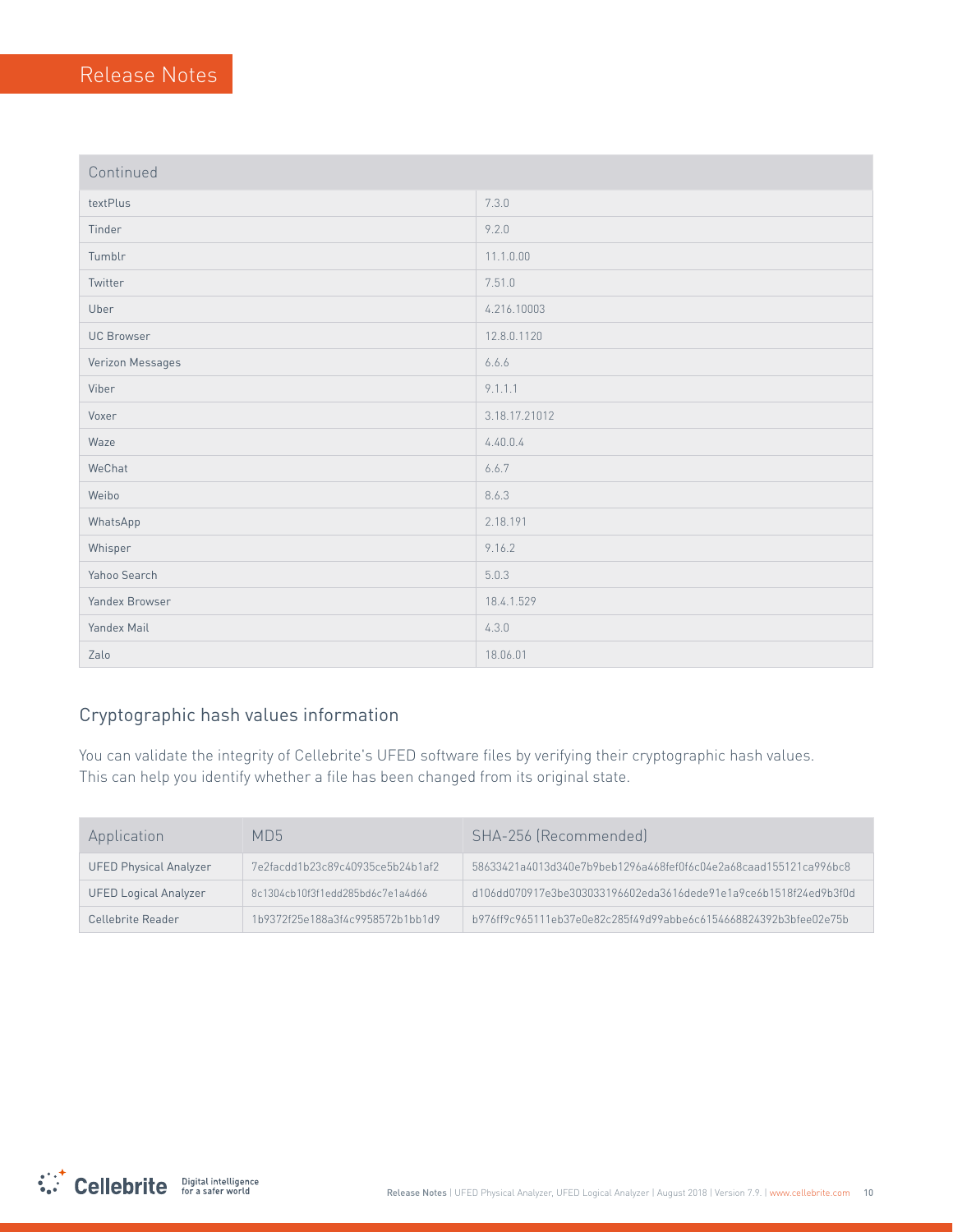| Continued | |
|---|---|
| textPlus | 7.3.0 |
| Tinder | 9.2.0 |
| Tumblr | 11.1.0.00 |
| Twitter | 7.51.0 |
| Uber | 4.216.10003 |
| UC Browser | 12.8.0.1120 |
| Verizon Messages | 6.6.6 |
| Viber | 9.1.1.1 |
| Voxer | 3.18.17.21012 |
| Waze | 4.40.0.4 |
| WeChat | 6.6.7 |
| Weibo | 8.6.3 |
| WhatsApp | 2.18.191 |
| Whisper | 9.16.2 |
| Yahoo Search | 5.0.3 |
| Yandex Browser | 18.4.1.529 |
| Yandex Mail | 4.3.0 |
| Zalo | 18.06.01 |

## Cryptographic hash values information

You can validate the integrity of Cellebrite's UFED software files by verifying their cryptographic hash values. This can help you identify whether a file has been changed from its original state.

| Application | MD5 | SHA-256 (Recommended) |
|---|---|---|
| UFED Physical Analyzer | 7e2facdd1b23c89c40935ce5b24b1af2 | 58633421a4013d340e7b9beb1296a468fef0f6c04e2a68caad155121ca996bc8 |
| UFED Logical Analyzer | 8c1304cb10f3f1edd285bd6c7e1a4d66 | d106dd070917e3be303033196602eda3616dede91e1a9ce6b1518f24ed9b3f0d |
| Cellebrite Reader | 1b9372f25e188a3f4c9958572b1bb1d9 | b976ff9c965111eb37e0e82c285f49d99abbe6c6154668824392b3bfee02e75b |